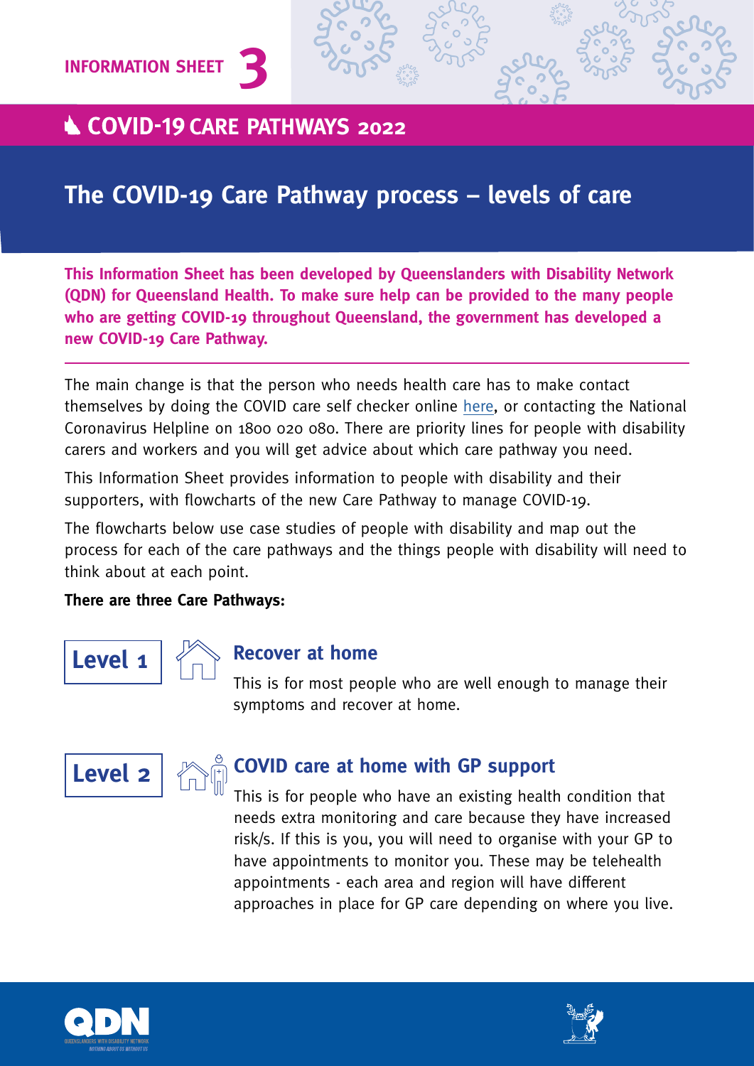INFORMATION SHEET 3

## COVID-19 CARE PATHWAYS 2022

# The COVID-19 Care Pathway process – levels of care

**This Information Sheet has been developed by Queenslanders with Disability Network (QDN) for Queensland Health. To make sure help can be provided to the many people who are getting COVID-19 throughout Queensland, the government has developed a new COVID-19 Care Pathway.**

The main change is that the person who needs health care has to make contact themselves by doing the COVID care self checker online here, or contacting the National Coronavirus Helpline on 1800 020 080. There are priority lines for people with disability carers and workers and you will get advice about which care pathway you need.

This Information Sheet provides information to people with disability and their supporters, with flowcharts of the new Care Pathway to manage COVID-19.

The flowcharts below use case studies of people with disability and map out the process for each of the care pathways and the things people with disability will need to think about at each point.

**There are three Care Pathways:**

**Level 1**

### Recover at home

This is for most people who are well enough to manage their symptoms and recover at home.

**Level 2**

### COVID care at home with GP support

This is for people who have an existing health condition that needs extra monitoring and care because they have increased risk/s. If this is you, you will need to organise with your GP to have appointments to monitor you. These may be telehealth appointments - each area and region will have different approaches in place for GP care depending on where you live.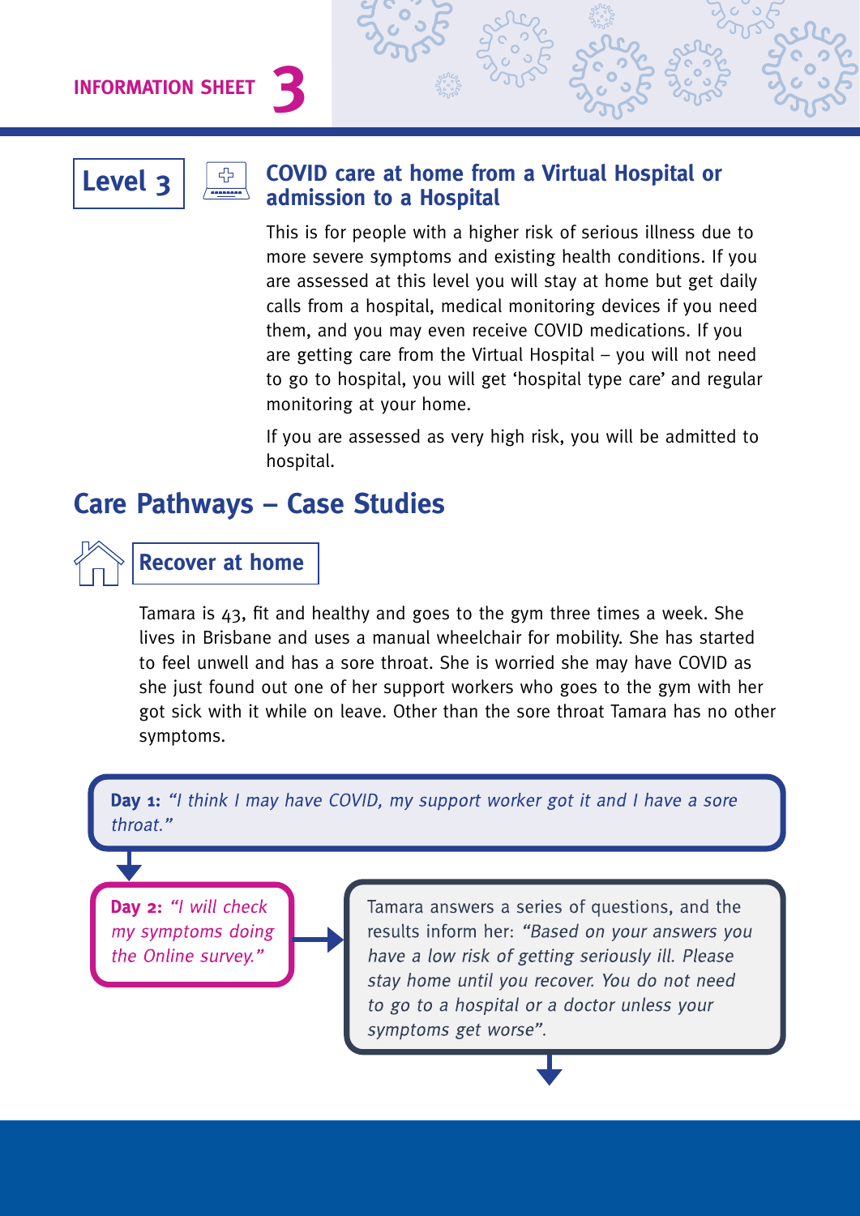# Level 3

## COVID care at home from a Virtual Hospital or admission to a Hospital

This is for people with a higher risk of serious illness due to more severe symptoms and existing health conditions. If you are assessed at this level you will stay at home but get daily calls from a hospital, medical monitoring devices if you need them, and you may even receive COVID medications. If you are getting care from the Virtual Hospital – you will not need to go to hospital, you will get 'hospital type care' and regular monitoring at your home.

If you are assessed as very high risk, you will be admitted to hospital.

## Care Pathways – Case Studies

### Recover at home

Tamara is 43, fit and healthy and goes to the gym three times a week. She lives in Brisbane and uses a manual wheelchair for mobility. She has started to feel unwell and has a sore throat. She is worried she may have COVID as she just found out one of her support workers who goes to the gym with her got sick with it while on leave. Other than the sore throat Tamara has no other symptoms.

**Day 1:** *"I think I may have COVID, my support worker got it and I have a sore throat."*

**Day 2:** *"I will check my symptoms doing the Online survey."*

Tamara answers a series of questions, and the results inform her: *"Based on your answers you have a low risk of getting seriously ill. Please stay home until you recover. You do not need to go to a hospital or a doctor unless your symptoms get worse".*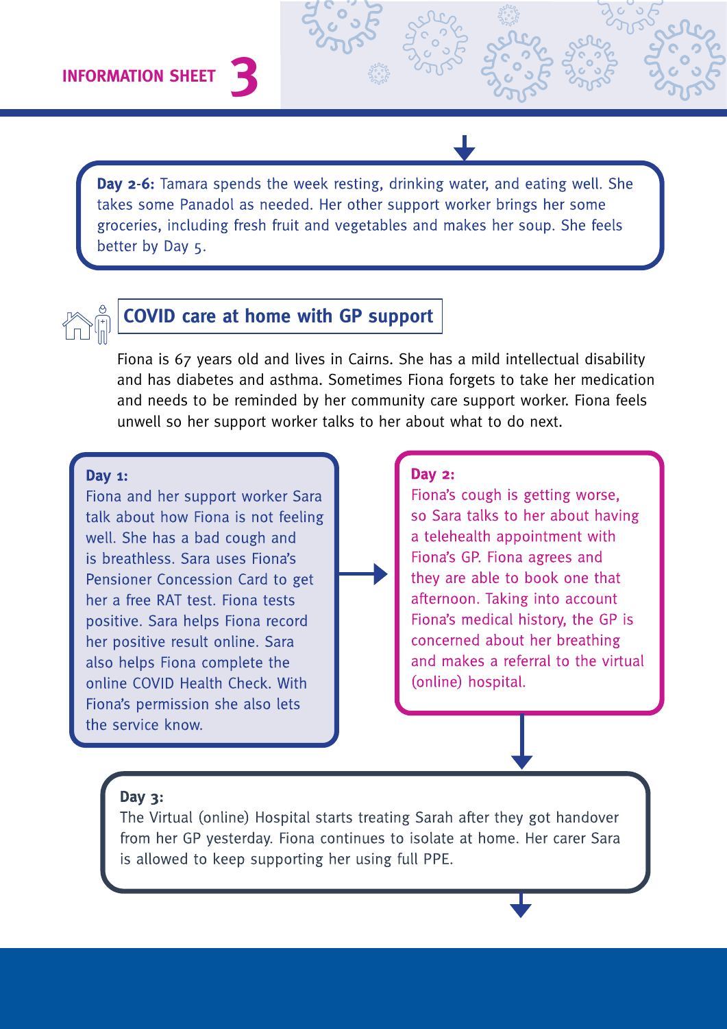**Day 2-6:** Tamara spends the week resting, drinking water, and eating well. She takes some Panadol as needed. Her other support worker brings her some groceries, including fresh fruit and vegetables and makes her soup. She feels better by Day 5.

## COVID care at home with GP support

Fiona is 67 years old and lives in Cairns. She has a mild intellectual disability and has diabetes and asthma. Sometimes Fiona forgets to take her medication and needs to be reminded by her community care support worker. Fiona feels unwell so her support worker talks to her about what to do next.

**Day 1:**
Fiona and her support worker Sara talk about how Fiona is not feeling well. She has a bad cough and is breathless. Sara uses Fiona's Pensioner Concession Card to get her a free RAT test. Fiona tests positive. Sara helps Fiona record her positive result online. Sara also helps Fiona complete the online COVID Health Check. With Fiona's permission she also lets the service know.

**Day 2:**
Fiona's cough is getting worse, so Sara talks to her about having a telehealth appointment with Fiona's GP. Fiona agrees and they are able to book one that afternoon. Taking into account Fiona's medical history, the GP is concerned about her breathing and makes a referral to the virtual (online) hospital.

**Day 3:**
The Virtual (online) Hospital starts treating Sarah after they got handover from her GP yesterday. Fiona continues to isolate at home. Her carer Sara is allowed to keep supporting her using full PPE.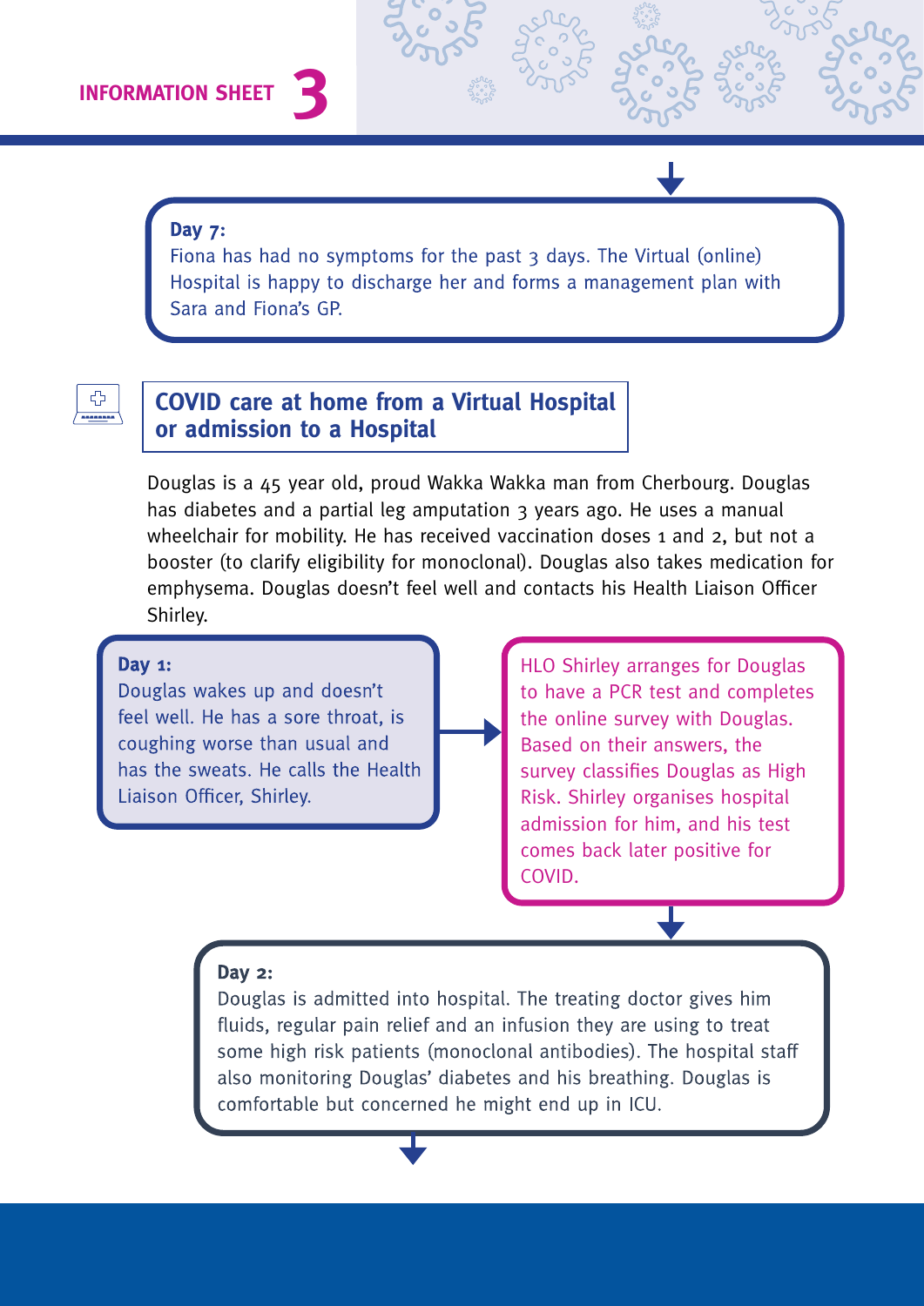**Day 7:**
Fiona has had no symptoms for the past 3 days. The Virtual (online) Hospital is happy to discharge her and forms a management plan with Sara and Fiona's GP.

## COVID care at home from a Virtual Hospital or admission to a Hospital

Douglas is a 45 year old, proud Wakka Wakka man from Cherbourg. Douglas has diabetes and a partial leg amputation 3 years ago. He uses a manual wheelchair for mobility. He has received vaccination doses 1 and 2, but not a booster (to clarify eligibility for monoclonal). Douglas also takes medication for emphysema. Douglas doesn't feel well and contacts his Health Liaison Officer Shirley.

**Day 1:**
Douglas wakes up and doesn't feel well. He has a sore throat, is coughing worse than usual and has the sweats. He calls the Health Liaison Officer, Shirley.

HLO Shirley arranges for Douglas to have a PCR test and completes the online survey with Douglas. Based on their answers, the survey classifies Douglas as High Risk. Shirley organises hospital admission for him, and his test comes back later positive for COVID.

**Day 2:**
Douglas is admitted into hospital. The treating doctor gives him fluids, regular pain relief and an infusion they are using to treat some high risk patients (monoclonal antibodies). The hospital staff also monitoring Douglas' diabetes and his breathing. Douglas is comfortable but concerned he might end up in ICU.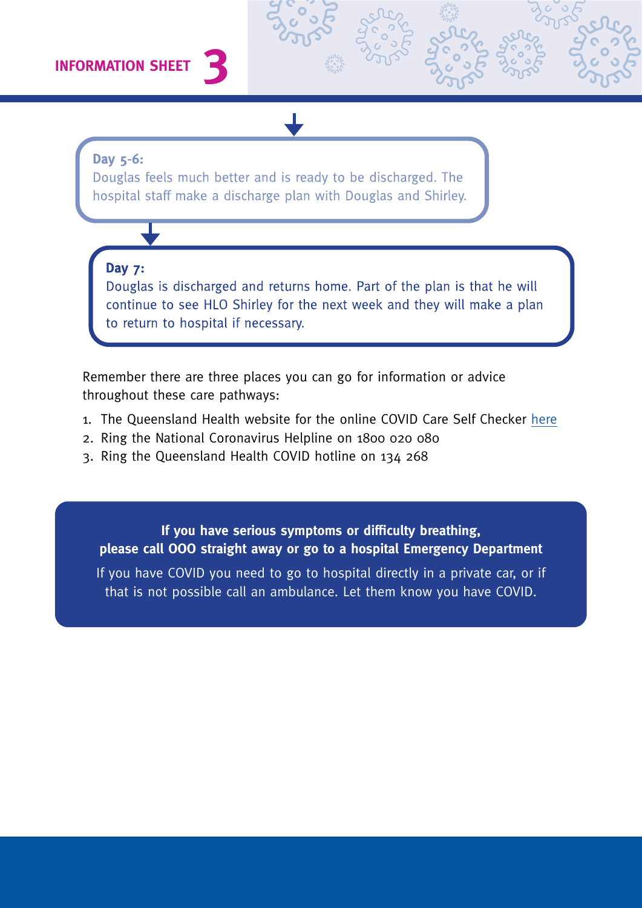**Day 5-6:**
Douglas feels much better and is ready to be discharged. The hospital staff make a discharge plan with Douglas and Shirley.

**Day 7:**
Douglas is discharged and returns home. Part of the plan is that he will continue to see HLO Shirley for the next week and they will make a plan to return to hospital if necessary.

Remember there are three places you can go for information or advice throughout these care pathways:

1. The Queensland Health website for the online COVID Care Self Checker here
2. Ring the National Coronavirus Helpline on 1800 020 080
3. Ring the Queensland Health COVID hotline on 134 268

**If you have serious symptoms or difficulty breathing, please call 000 straight away or go to a hospital Emergency Department**

If you have COVID you need to go to hospital directly in a private car, or if that is not possible call an ambulance. Let them know you have COVID.